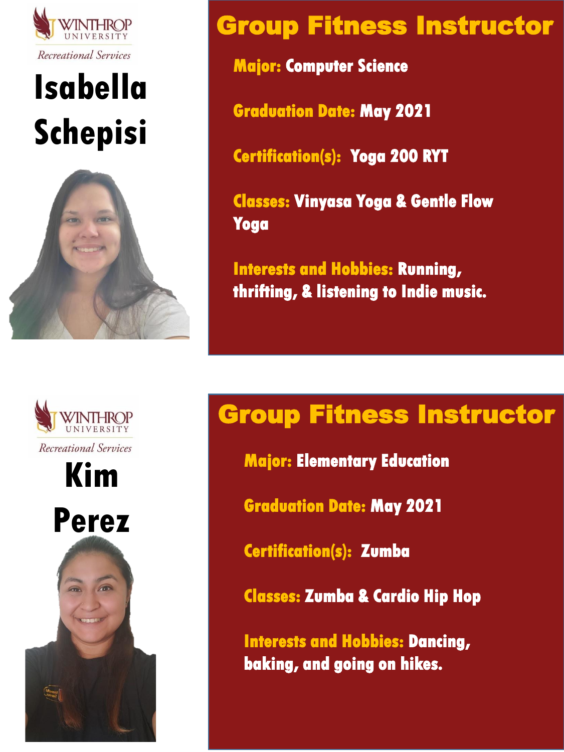Winthrop University
Recreational Services

# Isabella Schepisi

## Group Fitness Instructor

**Major:** Computer Science

**Graduation Date:** May 2021

**Certification(s):** Yoga 200 RYT

**Classes:** Vinyasa Yoga & Gentle Flow Yoga

**Interests and Hobbies:** Running, thrifting, & listening to Indie music.

Winthrop University
Recreational Services

# Kim Perez

## Group Fitness Instructor

**Major:** Elementary Education

**Graduation Date:** May 2021

**Certification(s):** Zumba

**Classes:** Zumba & Cardio Hip Hop

**Interests and Hobbies:** Dancing, baking, and going on hikes.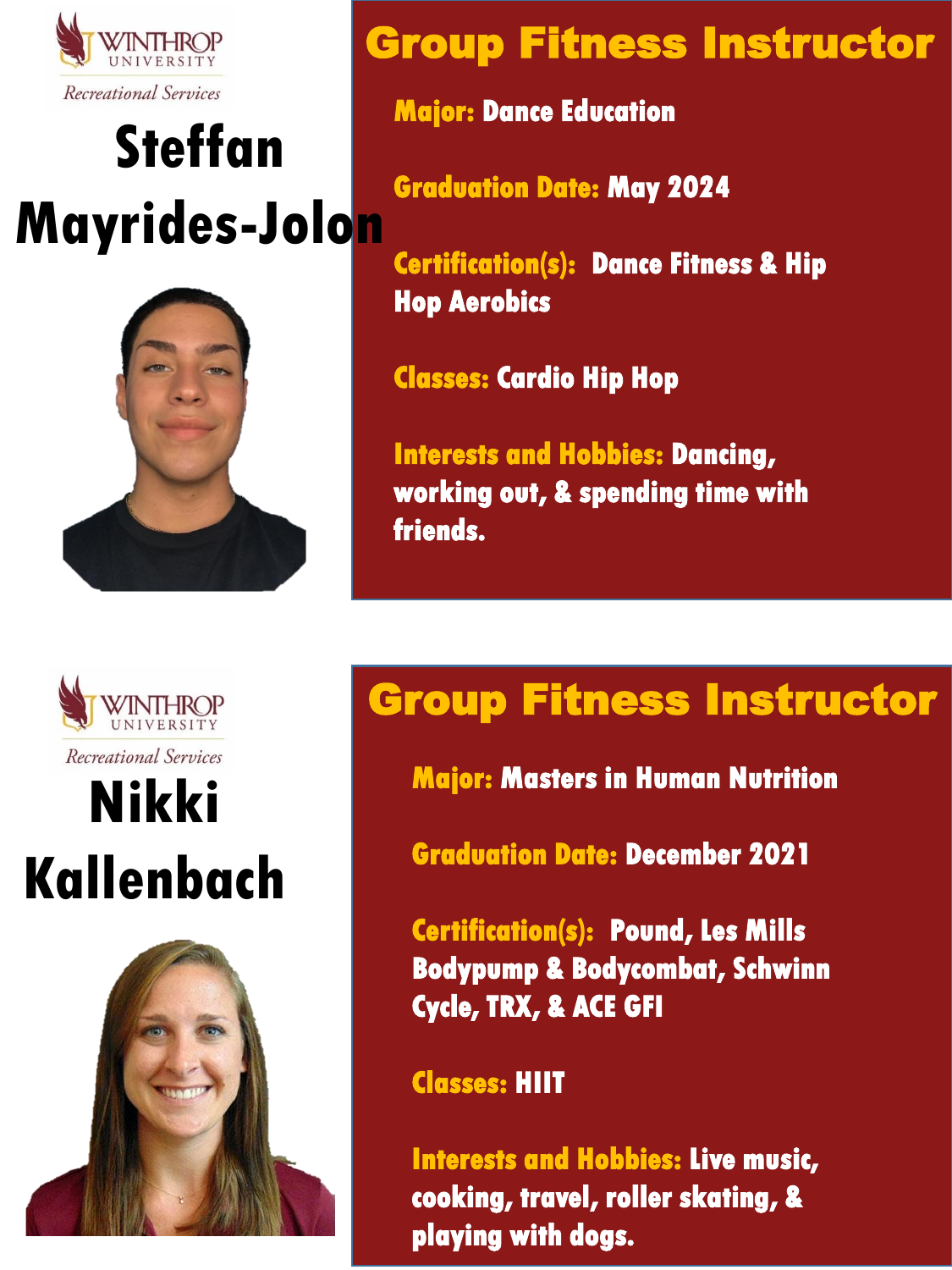Winthrop University
Recreational Services

# Steffan Mayrides-Jolon

## Group Fitness Instructor

**Major:** Dance Education

**Graduation Date:** May 2024

**Certification(s):** Dance Fitness & Hip Hop Aerobics

**Classes:** Cardio Hip Hop

**Interests and Hobbies:** Dancing, working out, & spending time with friends.

Winthrop University
Recreational Services

# Nikki Kallenbach

## Group Fitness Instructor

**Major:** Masters in Human Nutrition

**Graduation Date:** December 2021

**Certification(s):** Pound, Les Mills Bodypump & Bodycombat, Schwinn Cycle, TRX, & ACE GFI

**Classes:** HIIT

**Interests and Hobbies:** Live music, cooking, travel, roller skating, & playing with dogs.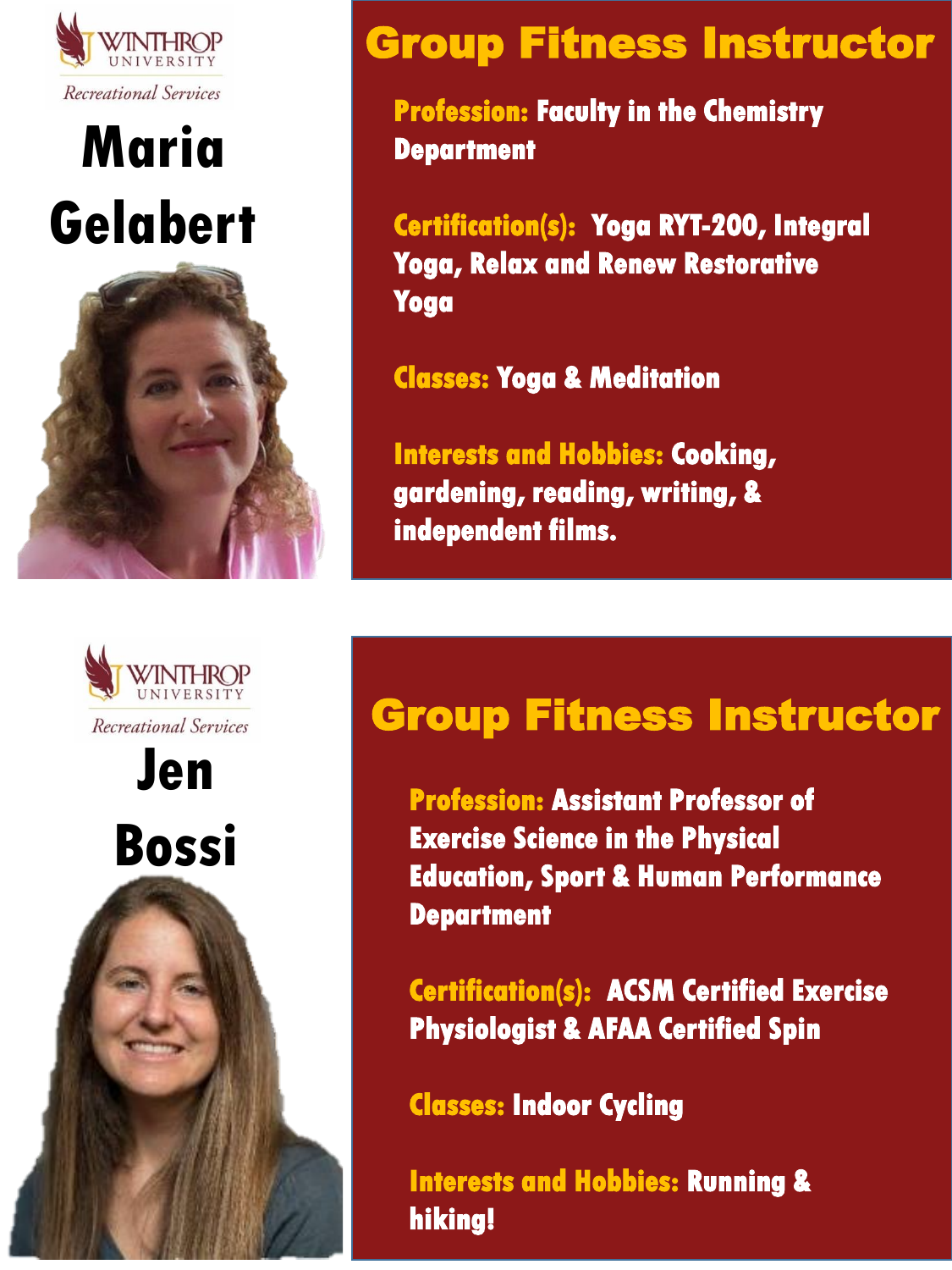Winthrop University
Recreational Services

# Maria Gelabert

## Group Fitness Instructor

**Profession:** Faculty in the Chemistry Department

**Certification(s):** Yoga RYT-200, Integral Yoga, Relax and Renew Restorative Yoga

**Classes:** Yoga & Meditation

**Interests and Hobbies:** Cooking, gardening, reading, writing, & independent films.

Winthrop University
Recreational Services

# Jen Bossi

## Group Fitness Instructor

**Profession:** Assistant Professor of Exercise Science in the Physical Education, Sport & Human Performance Department

**Certification(s):** ACSM Certified Exercise Physiologist & AFAA Certified Spin

**Classes:** Indoor Cycling

**Interests and Hobbies:** Running & hiking!